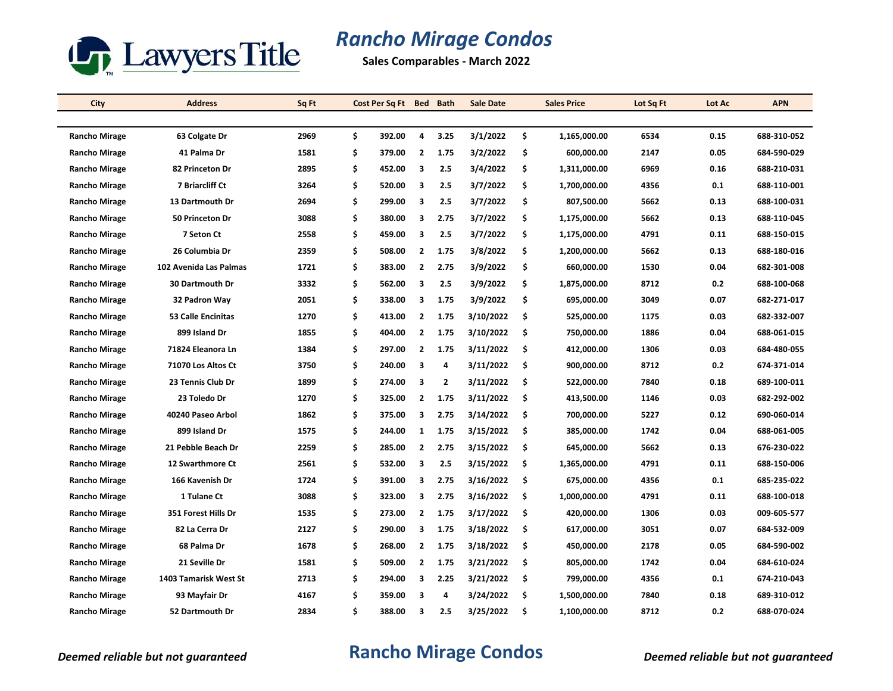Lawyers Title

# Rancho Mirage Condos

**Sales Comparables - March 2022**

| City | Address | Sq Ft | Cost Per Sq Ft | Bed | Bath | Sale Date | Sales Price | Lot Sq Ft | Lot Ac | APN |
|---|---|---|---|---|---|---|---|---|---|---|
| Rancho Mirage | 63 Colgate Dr | 2969 | $ 392.00 | 4 | 3.25 | 3/1/2022 | $ 1,165,000.00 | 6534 | 0.15 | 688-310-052 |
| Rancho Mirage | 41 Palma Dr | 1581 | $ 379.00 | 2 | 1.75 | 3/2/2022 | $ 600,000.00 | 2147 | 0.05 | 684-590-029 |
| Rancho Mirage | 82 Princeton Dr | 2895 | $ 452.00 | 3 | 2.5 | 3/4/2022 | $ 1,311,000.00 | 6969 | 0.16 | 688-210-031 |
| Rancho Mirage | 7 Briarcliff Ct | 3264 | $ 520.00 | 3 | 2.5 | 3/7/2022 | $ 1,700,000.00 | 4356 | 0.1 | 688-110-001 |
| Rancho Mirage | 13 Dartmouth Dr | 2694 | $ 299.00 | 3 | 2.5 | 3/7/2022 | $ 807,500.00 | 5662 | 0.13 | 688-100-031 |
| Rancho Mirage | 50 Princeton Dr | 3088 | $ 380.00 | 3 | 2.75 | 3/7/2022 | $ 1,175,000.00 | 5662 | 0.13 | 688-110-045 |
| Rancho Mirage | 7 Seton Ct | 2558 | $ 459.00 | 3 | 2.5 | 3/7/2022 | $ 1,175,000.00 | 4791 | 0.11 | 688-150-015 |
| Rancho Mirage | 26 Columbia Dr | 2359 | $ 508.00 | 2 | 1.75 | 3/8/2022 | $ 1,200,000.00 | 5662 | 0.13 | 688-180-016 |
| Rancho Mirage | 102 Avenida Las Palmas | 1721 | $ 383.00 | 2 | 2.75 | 3/9/2022 | $ 660,000.00 | 1530 | 0.04 | 682-301-008 |
| Rancho Mirage | 30 Dartmouth Dr | 3332 | $ 562.00 | 3 | 2.5 | 3/9/2022 | $ 1,875,000.00 | 8712 | 0.2 | 688-100-068 |
| Rancho Mirage | 32 Padron Way | 2051 | $ 338.00 | 3 | 1.75 | 3/9/2022 | $ 695,000.00 | 3049 | 0.07 | 682-271-017 |
| Rancho Mirage | 53 Calle Encinitas | 1270 | $ 413.00 | 2 | 1.75 | 3/10/2022 | $ 525,000.00 | 1175 | 0.03 | 682-332-007 |
| Rancho Mirage | 899 Island Dr | 1855 | $ 404.00 | 2 | 1.75 | 3/10/2022 | $ 750,000.00 | 1886 | 0.04 | 688-061-015 |
| Rancho Mirage | 71824 Eleanora Ln | 1384 | $ 297.00 | 2 | 1.75 | 3/11/2022 | $ 412,000.00 | 1306 | 0.03 | 684-480-055 |
| Rancho Mirage | 71070 Los Altos Ct | 3750 | $ 240.00 | 3 | 4 | 3/11/2022 | $ 900,000.00 | 8712 | 0.2 | 674-371-014 |
| Rancho Mirage | 23 Tennis Club Dr | 1899 | $ 274.00 | 3 | 2 | 3/11/2022 | $ 522,000.00 | 7840 | 0.18 | 689-100-011 |
| Rancho Mirage | 23 Toledo Dr | 1270 | $ 325.00 | 2 | 1.75 | 3/11/2022 | $ 413,500.00 | 1146 | 0.03 | 682-292-002 |
| Rancho Mirage | 40240 Paseo Arbol | 1862 | $ 375.00 | 3 | 2.75 | 3/14/2022 | $ 700,000.00 | 5227 | 0.12 | 690-060-014 |
| Rancho Mirage | 899 Island Dr | 1575 | $ 244.00 | 1 | 1.75 | 3/15/2022 | $ 385,000.00 | 1742 | 0.04 | 688-061-005 |
| Rancho Mirage | 21 Pebble Beach Dr | 2259 | $ 285.00 | 2 | 2.75 | 3/15/2022 | $ 645,000.00 | 5662 | 0.13 | 676-230-022 |
| Rancho Mirage | 12 Swarthmore Ct | 2561 | $ 532.00 | 3 | 2.5 | 3/15/2022 | $ 1,365,000.00 | 4791 | 0.11 | 688-150-006 |
| Rancho Mirage | 166 Kavenish Dr | 1724 | $ 391.00 | 3 | 2.75 | 3/16/2022 | $ 675,000.00 | 4356 | 0.1 | 685-235-022 |
| Rancho Mirage | 1 Tulane Ct | 3088 | $ 323.00 | 3 | 2.75 | 3/16/2022 | $ 1,000,000.00 | 4791 | 0.11 | 688-100-018 |
| Rancho Mirage | 351 Forest Hills Dr | 1535 | $ 273.00 | 2 | 1.75 | 3/17/2022 | $ 420,000.00 | 1306 | 0.03 | 009-605-577 |
| Rancho Mirage | 82 La Cerra Dr | 2127 | $ 290.00 | 3 | 1.75 | 3/18/2022 | $ 617,000.00 | 3051 | 0.07 | 684-532-009 |
| Rancho Mirage | 68 Palma Dr | 1678 | $ 268.00 | 2 | 1.75 | 3/18/2022 | $ 450,000.00 | 2178 | 0.05 | 684-590-002 |
| Rancho Mirage | 21 Seville Dr | 1581 | $ 509.00 | 2 | 1.75 | 3/21/2022 | $ 805,000.00 | 1742 | 0.04 | 684-610-024 |
| Rancho Mirage | 1403 Tamarisk West St | 2713 | $ 294.00 | 3 | 2.25 | 3/21/2022 | $ 799,000.00 | 4356 | 0.1 | 674-210-043 |
| Rancho Mirage | 93 Mayfair Dr | 4167 | $ 359.00 | 3 | 4 | 3/24/2022 | $ 1,500,000.00 | 7840 | 0.18 | 689-310-012 |
| Rancho Mirage | 52 Dartmouth Dr | 2834 | $ 388.00 | 3 | 2.5 | 3/25/2022 | $ 1,100,000.00 | 8712 | 0.2 | 688-070-024 |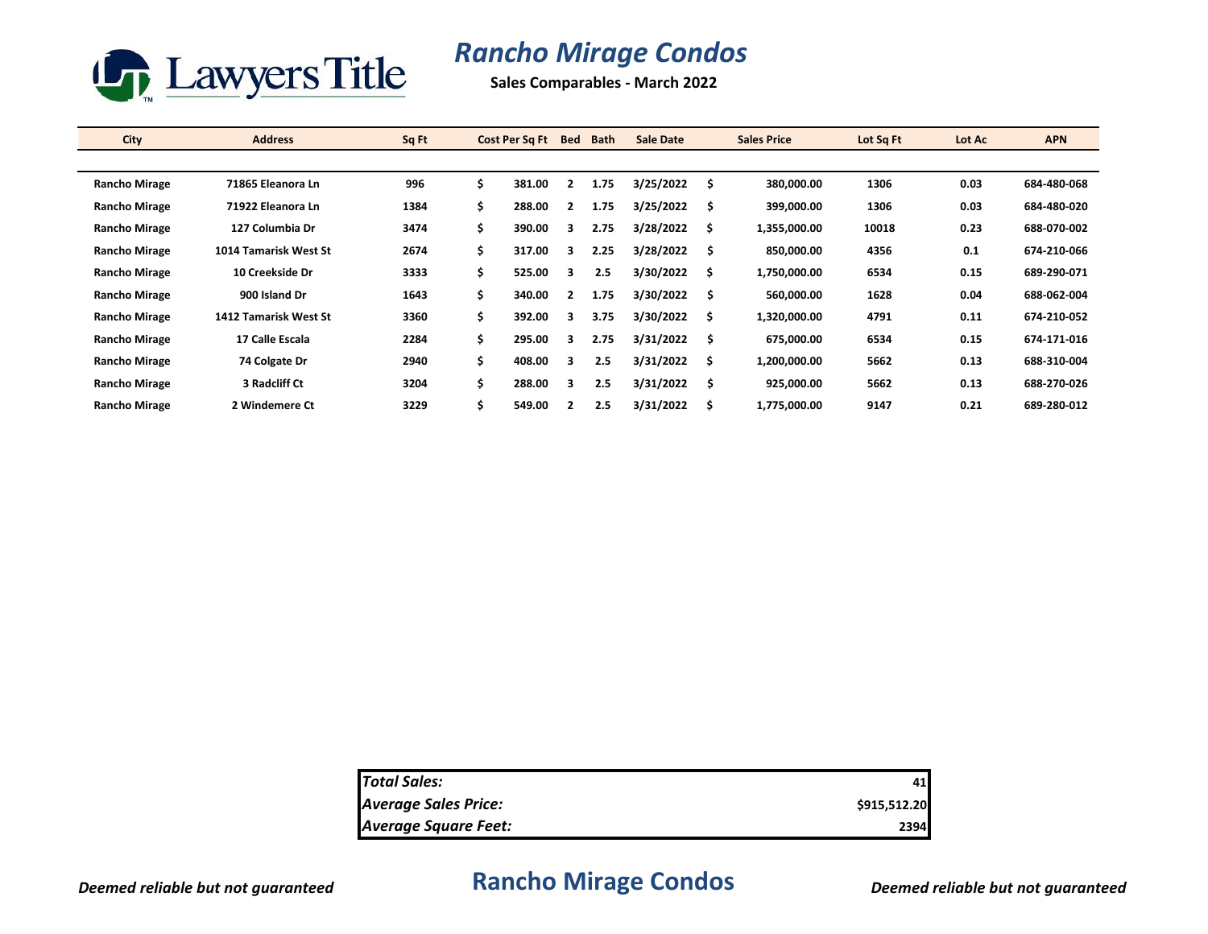# Rancho Mirage Condos

**Sales Comparables - March 2022**

| City | Address | Sq Ft | Cost Per Sq Ft | Bed | Bath | Sale Date | Sales Price | Lot Sq Ft | Lot Ac | APN |
|---|---|---|---|---|---|---|---|---|---|---|
| Rancho Mirage | 71865 Eleanora Ln | 996 | $ 381.00 | 2 | 1.75 | 3/25/2022 | $ 380,000.00 | 1306 | 0.03 | 684-480-068 |
| Rancho Mirage | 71922 Eleanora Ln | 1384 | $ 288.00 | 2 | 1.75 | 3/25/2022 | $ 399,000.00 | 1306 | 0.03 | 684-480-020 |
| Rancho Mirage | 127 Columbia Dr | 3474 | $ 390.00 | 3 | 2.75 | 3/28/2022 | $ 1,355,000.00 | 10018 | 0.23 | 688-070-002 |
| Rancho Mirage | 1014 Tamarisk West St | 2674 | $ 317.00 | 3 | 2.25 | 3/28/2022 | $ 850,000.00 | 4356 | 0.1 | 674-210-066 |
| Rancho Mirage | 10 Creekside Dr | 3333 | $ 525.00 | 3 | 2.5 | 3/30/2022 | $ 1,750,000.00 | 6534 | 0.15 | 689-290-071 |
| Rancho Mirage | 900 Island Dr | 1643 | $ 340.00 | 2 | 1.75 | 3/30/2022 | $ 560,000.00 | 1628 | 0.04 | 688-062-004 |
| Rancho Mirage | 1412 Tamarisk West St | 3360 | $ 392.00 | 3 | 3.75 | 3/30/2022 | $ 1,320,000.00 | 4791 | 0.11 | 674-210-052 |
| Rancho Mirage | 17 Calle Escala | 2284 | $ 295.00 | 3 | 2.75 | 3/31/2022 | $ 675,000.00 | 6534 | 0.15 | 674-171-016 |
| Rancho Mirage | 74 Colgate Dr | 2940 | $ 408.00 | 3 | 2.5 | 3/31/2022 | $ 1,200,000.00 | 5662 | 0.13 | 688-310-004 |
| Rancho Mirage | 3 Radcliff Ct | 3204 | $ 288.00 | 3 | 2.5 | 3/31/2022 | $ 925,000.00 | 5662 | 0.13 | 688-270-026 |
| Rancho Mirage | 2 Windemere Ct | 3229 | $ 549.00 | 2 | 2.5 | 3/31/2022 | $ 1,775,000.00 | 9147 | 0.21 | 689-280-012 |

| | |
|---|---|
| *Total Sales:* | 41 |
| *Average Sales Price:* | $915,512.20 |
| *Average Square Feet:* | 2394 |

*Deemed reliable but not guaranteed*

**Rancho Mirage Condos**

*Deemed reliable but not guaranteed*